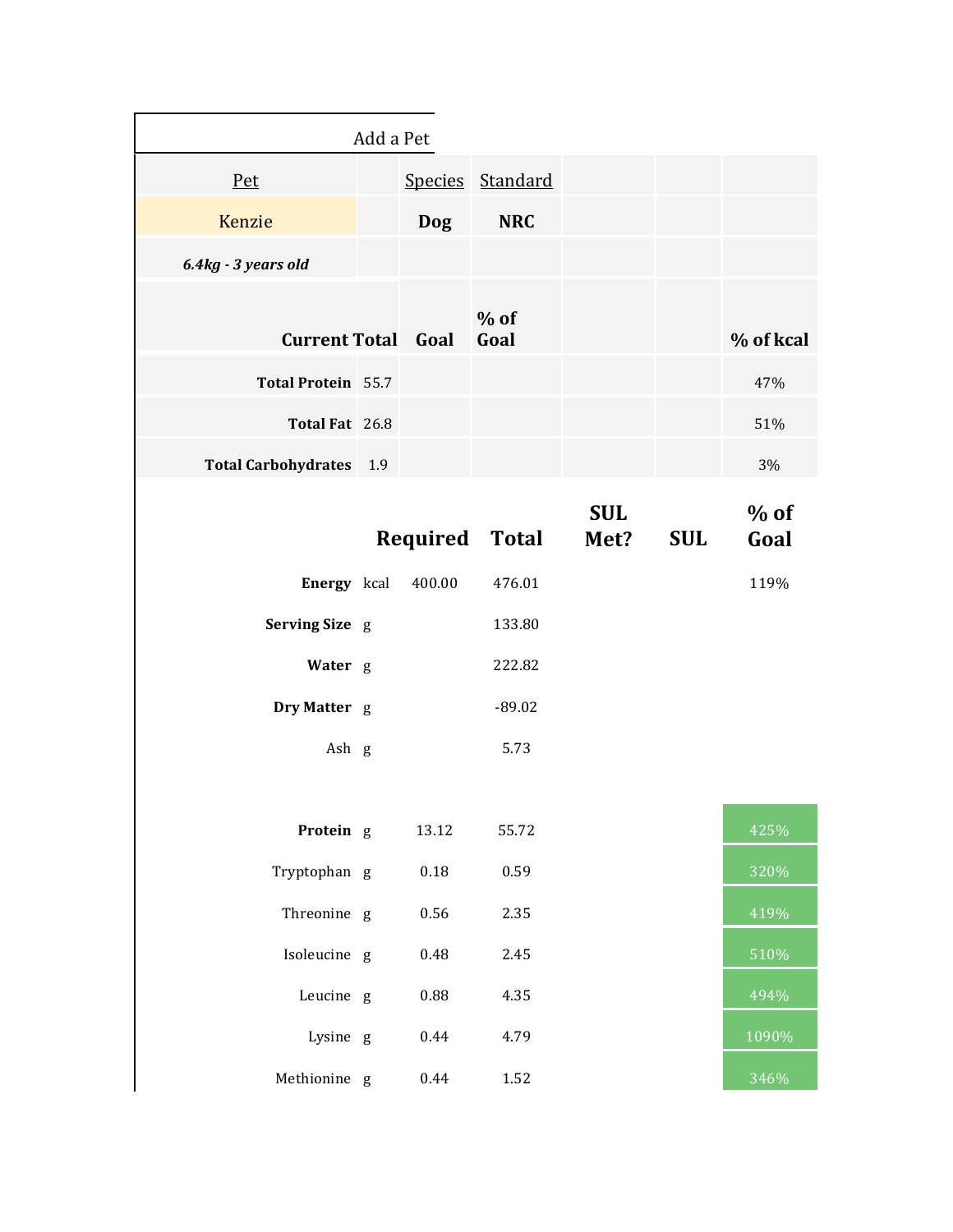Add a Pet

| Pet | | Species | Standard | | | |
|---|---|---|---|---|---|---|
| Kenzie | | **Dog** | **NRC** | | | |
| ***6.4kg - 3 years old*** | | | | | | |
| **Current Total** | | **Goal** | **% of Goal** | | | **% of kcal** |
| **Total Protein** | 55.7 | | | | | 47% |
| **Total Fat** | 26.8 | | | | | 51% |
| **Total Carbohydrates** | 1.9 | | | | | 3% |

| | | Required | Total | SUL Met? | SUL | % of Goal |
|---|---|---|---|---|---|---|
| **Energy** | kcal | 400.00 | 476.01 | | | 119% |
| **Serving Size** | g | | 133.80 | | | |
| **Water** | g | | 222.82 | | | |
| **Dry Matter** | g | | -89.02 | | | |
| Ash | g | | 5.73 | | | |
| | | | | | | |
| **Protein** | g | 13.12 | 55.72 | | | 425% |
| Tryptophan | g | 0.18 | 0.59 | | | 320% |
| Threonine | g | 0.56 | 2.35 | | | 419% |
| Isoleucine | g | 0.48 | 2.45 | | | 510% |
| Leucine | g | 0.88 | 4.35 | | | 494% |
| Lysine | g | 0.44 | 4.79 | | | 1090% |
| Methionine | g | 0.44 | 1.52 | | | 346% |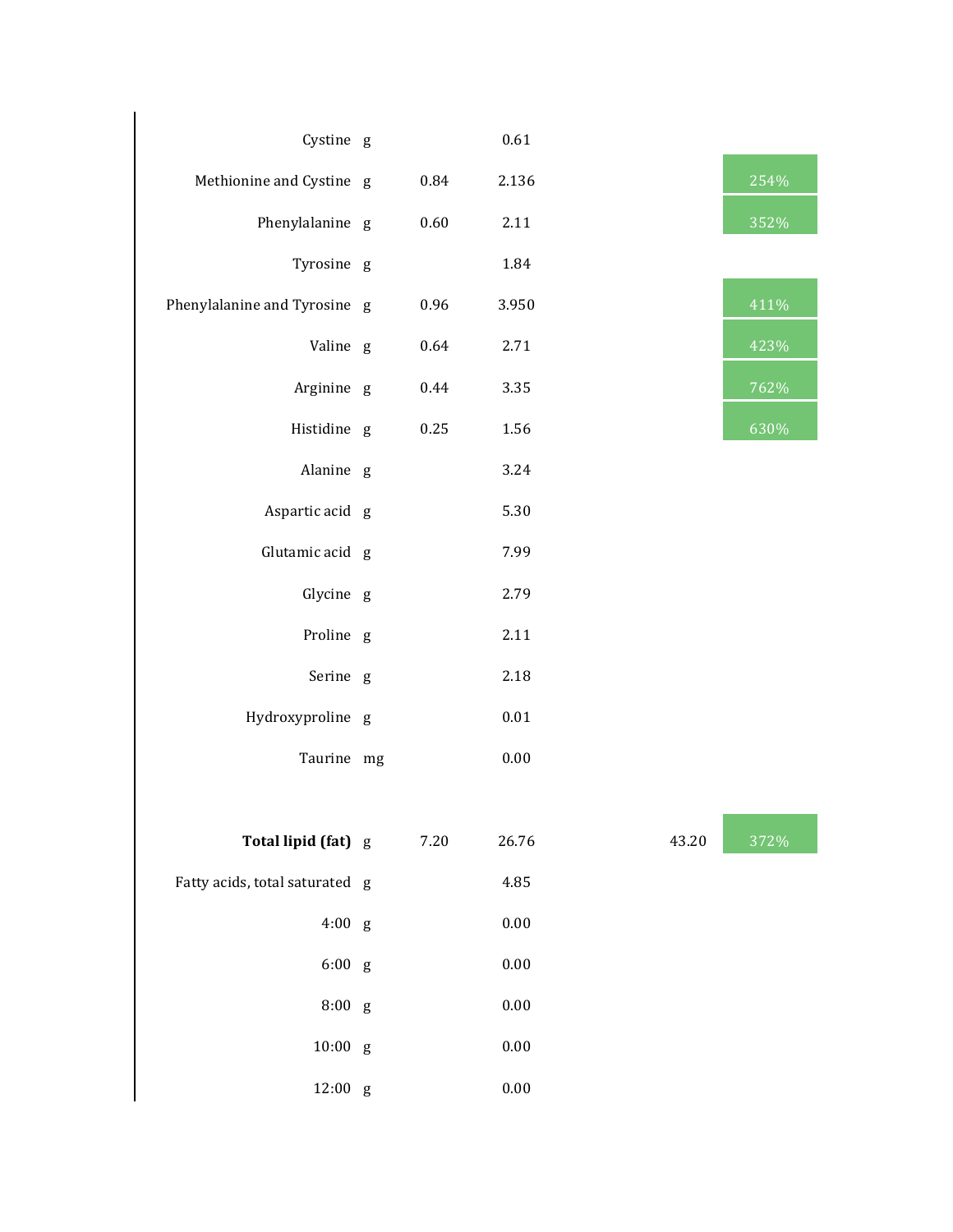| | | | | | |
|---|---|---|---|---|---|
| Cystine | g | | 0.61 | | |
| Methionine and Cystine | g | 0.84 | 2.136 | | 254% |
| Phenylalanine | g | 0.60 | 2.11 | | 352% |
| Tyrosine | g | | 1.84 | | |
| Phenylalanine and Tyrosine | g | 0.96 | 3.950 | | 411% |
| Valine | g | 0.64 | 2.71 | | 423% |
| Arginine | g | 0.44 | 3.35 | | 762% |
| Histidine | g | 0.25 | 1.56 | | 630% |
| Alanine | g | | 3.24 | | |
| Aspartic acid | g | | 5.30 | | |
| Glutamic acid | g | | 7.99 | | |
| Glycine | g | | 2.79 | | |
| Proline | g | | 2.11 | | |
| Serine | g | | 2.18 | | |
| Hydroxyproline | g | | 0.01 | | |
| Taurine | mg | | 0.00 | | |
| | | | | | |
| **Total lipid (fat)** | g | 7.20 | 26.76 | 43.20 | 372% |
| Fatty acids, total saturated | g | | 4.85 | | |
| 4:00 | g | | 0.00 | | |
| 6:00 | g | | 0.00 | | |
| 8:00 | g | | 0.00 | | |
| 10:00 | g | | 0.00 | | |
| 12:00 | g | | 0.00 | | |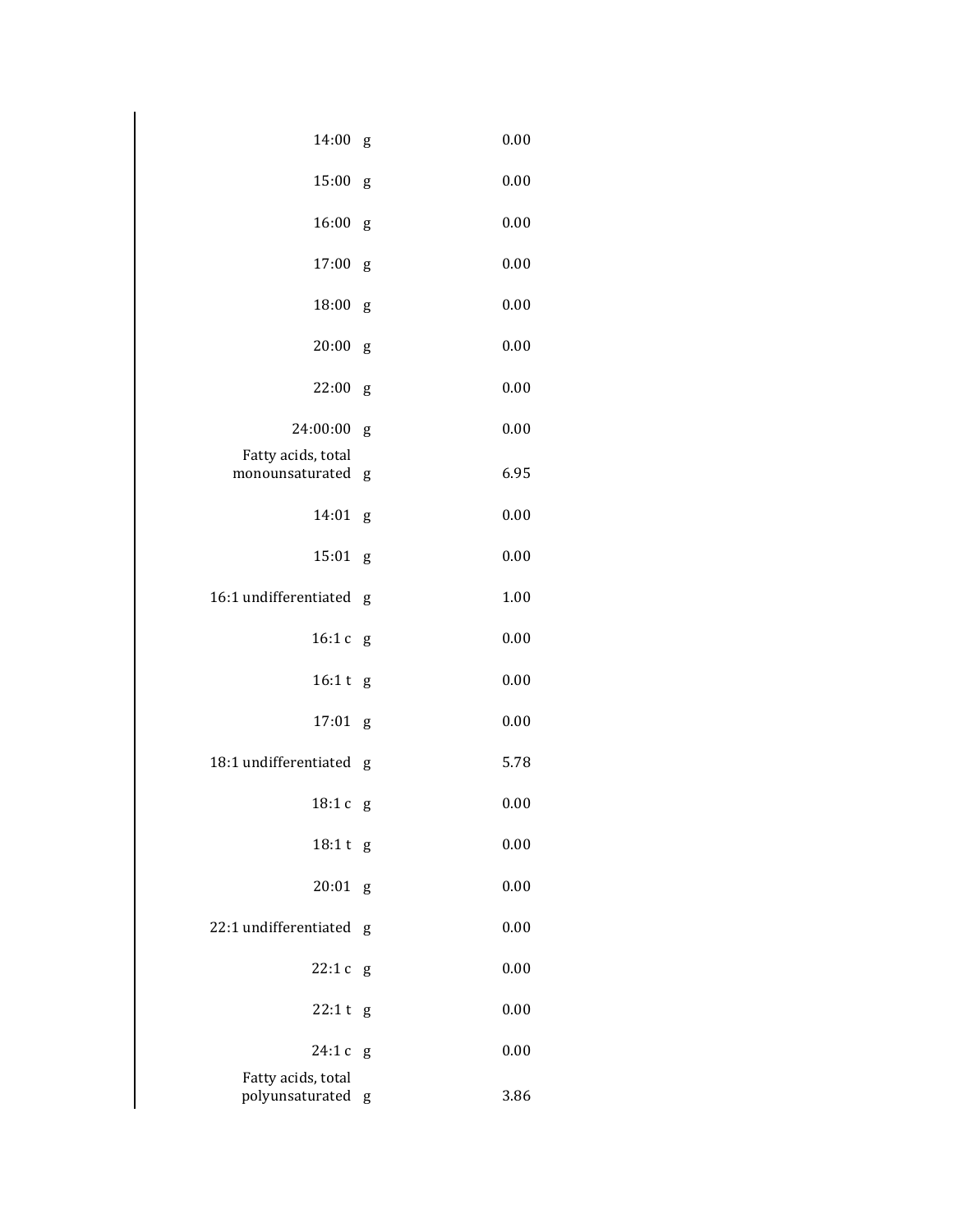| | | |
|---|---|---|
| 14:00 | g | 0.00 |
| 15:00 | g | 0.00 |
| 16:00 | g | 0.00 |
| 17:00 | g | 0.00 |
| 18:00 | g | 0.00 |
| 20:00 | g | 0.00 |
| 22:00 | g | 0.00 |
| 24:00:00 | g | 0.00 |
| Fatty acids, total monounsaturated | g | 6.95 |
| 14:01 | g | 0.00 |
| 15:01 | g | 0.00 |
| 16:1 undifferentiated | g | 1.00 |
| 16:1 c | g | 0.00 |
| 16:1 t | g | 0.00 |
| 17:01 | g | 0.00 |
| 18:1 undifferentiated | g | 5.78 |
| 18:1 c | g | 0.00 |
| 18:1 t | g | 0.00 |
| 20:01 | g | 0.00 |
| 22:1 undifferentiated | g | 0.00 |
| 22:1 c | g | 0.00 |
| 22:1 t | g | 0.00 |
| 24:1 c | g | 0.00 |
| Fatty acids, total polyunsaturated | g | 3.86 |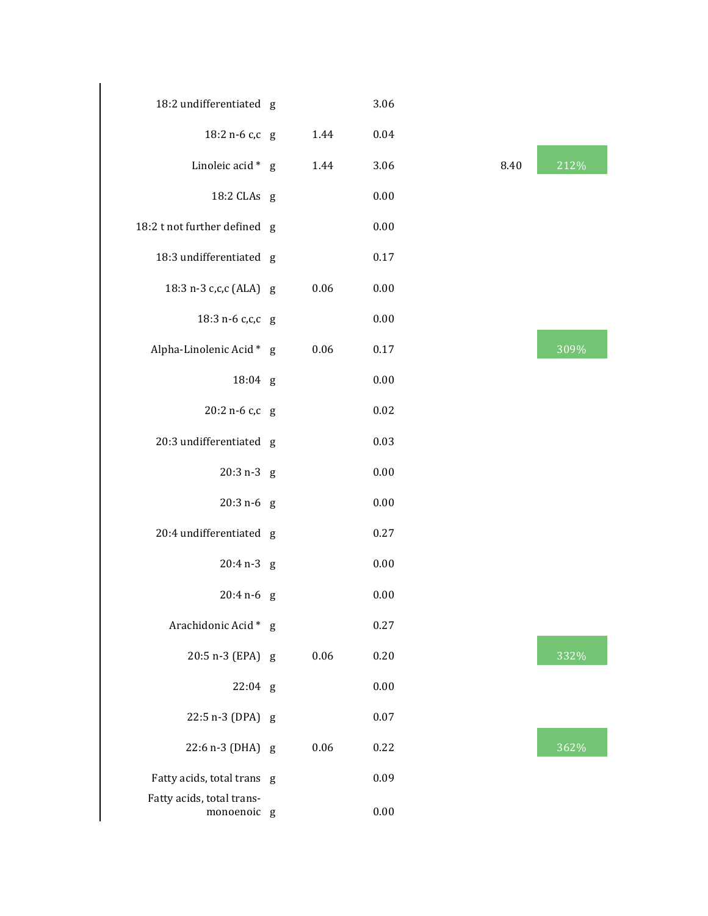| | | | | | |
|---|---|---|---|---|---|
| 18:2 undifferentiated | g | | 3.06 | | |
| 18:2 n-6 c,c | g | 1.44 | 0.04 | | |
| Linoleic acid * | g | 1.44 | 3.06 | 8.40 | 212% |
| 18:2 CLAs | g | | 0.00 | | |
| 18:2 t not further defined | g | | 0.00 | | |
| 18:3 undifferentiated | g | | 0.17 | | |
| 18:3 n-3 c,c,c (ALA) | g | 0.06 | 0.00 | | |
| 18:3 n-6 c,c,c | g | | 0.00 | | |
| Alpha-Linolenic Acid * | g | 0.06 | 0.17 | | 309% |
| 18:04 | g | | 0.00 | | |
| 20:2 n-6 c,c | g | | 0.02 | | |
| 20:3 undifferentiated | g | | 0.03 | | |
| 20:3 n-3 | g | | 0.00 | | |
| 20:3 n-6 | g | | 0.00 | | |
| 20:4 undifferentiated | g | | 0.27 | | |
| 20:4 n-3 | g | | 0.00 | | |
| 20:4 n-6 | g | | 0.00 | | |
| Arachidonic Acid * | g | | 0.27 | | |
| 20:5 n-3 (EPA) | g | 0.06 | 0.20 | | 332% |
| 22:04 | g | | 0.00 | | |
| 22:5 n-3 (DPA) | g | | 0.07 | | |
| 22:6 n-3 (DHA) | g | 0.06 | 0.22 | | 362% |
| Fatty acids, total trans | g | | 0.09 | | |
| Fatty acids, total trans-monoenoic | g | | 0.00 | | |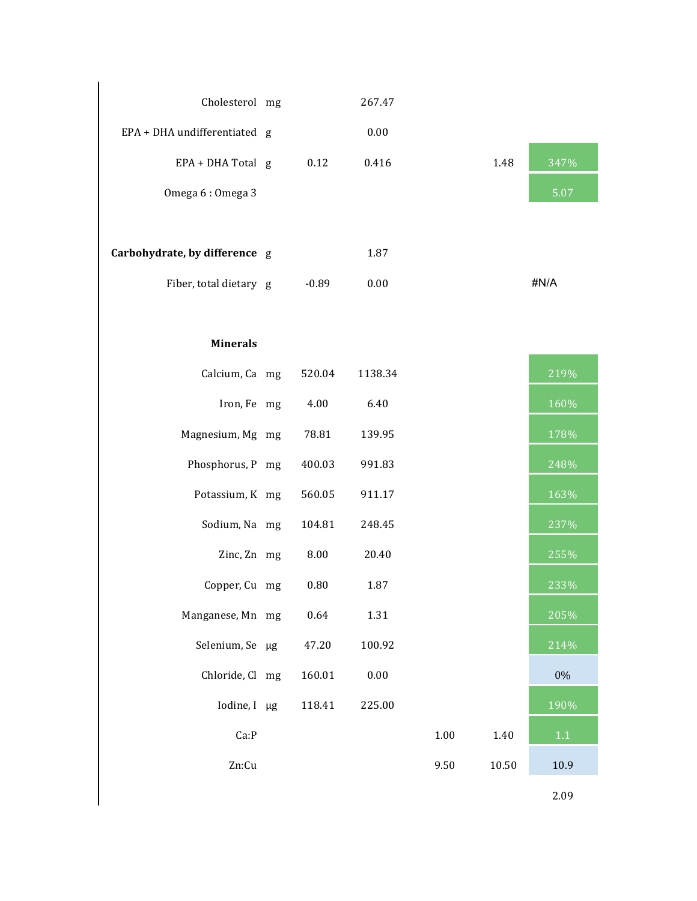| | | | | | | |
|---|---|---|---|---|---|---|
| Cholesterol | mg | | 267.47 | | | |
| EPA + DHA undifferentiated | g | | 0.00 | | | |
| EPA + DHA Total | g | 0.12 | 0.416 | | 1.48 | 347% |
| Omega 6 : Omega 3 | | | | | | 5.07 |
| | | | | | | |
| **Carbohydrate, by difference** | g | | 1.87 | | | |
| Fiber, total dietary | g | -0.89 | 0.00 | | | #N/A |
| | | | | | | |
| **Minerals** | | | | | | |
| Calcium, Ca | mg | 520.04 | 1138.34 | | | 219% |
| Iron, Fe | mg | 4.00 | 6.40 | | | 160% |
| Magnesium, Mg | mg | 78.81 | 139.95 | | | 178% |
| Phosphorus, P | mg | 400.03 | 991.83 | | | 248% |
| Potassium, K | mg | 560.05 | 911.17 | | | 163% |
| Sodium, Na | mg | 104.81 | 248.45 | | | 237% |
| Zinc, Zn | mg | 8.00 | 20.40 | | | 255% |
| Copper, Cu | mg | 0.80 | 1.87 | | | 233% |
| Manganese, Mn | mg | 0.64 | 1.31 | | | 205% |
| Selenium, Se | µg | 47.20 | 100.92 | | | 214% |
| Chloride, Cl | mg | 160.01 | 0.00 | | | 0% |
| Iodine, I | µg | 118.41 | 225.00 | | | 190% |
| Ca:P | | | | 1.00 | 1.40 | 1.1 |
| Zn:Cu | | | | 9.50 | 10.50 | 10.9 |
| | | | | | | 2.09 |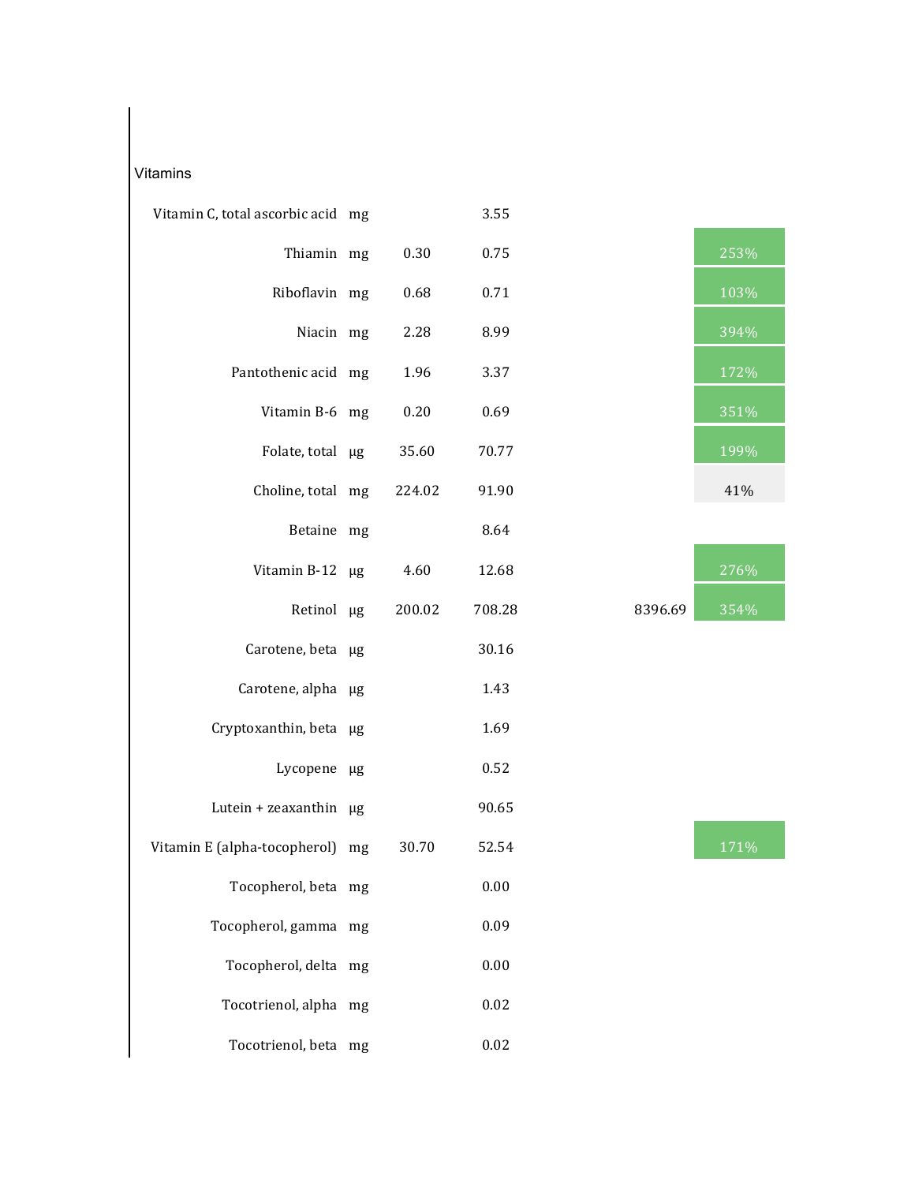Vitamins

| Nutrient | Unit | | | | |
|---|---|---|---|---|---|
| Vitamin C, total ascorbic acid | mg | | 3.55 | | |
| Thiamin | mg | 0.30 | 0.75 | | 253% |
| Riboflavin | mg | 0.68 | 0.71 | | 103% |
| Niacin | mg | 2.28 | 8.99 | | 394% |
| Pantothenic acid | mg | 1.96 | 3.37 | | 172% |
| Vitamin B-6 | mg | 0.20 | 0.69 | | 351% |
| Folate, total | µg | 35.60 | 70.77 | | 199% |
| Choline, total | mg | 224.02 | 91.90 | | 41% |
| Betaine | mg | | 8.64 | | |
| Vitamin B-12 | µg | 4.60 | 12.68 | | 276% |
| Retinol | µg | 200.02 | 708.28 | 8396.69 | 354% |
| Carotene, beta | µg | | 30.16 | | |
| Carotene, alpha | µg | | 1.43 | | |
| Cryptoxanthin, beta | µg | | 1.69 | | |
| Lycopene | µg | | 0.52 | | |
| Lutein + zeaxanthin | µg | | 90.65 | | |
| Vitamin E (alpha-tocopherol) | mg | 30.70 | 52.54 | | 171% |
| Tocopherol, beta | mg | | 0.00 | | |
| Tocopherol, gamma | mg | | 0.09 | | |
| Tocopherol, delta | mg | | 0.00 | | |
| Tocotrienol, alpha | mg | | 0.02 | | |
| Tocotrienol, beta | mg | | 0.02 | | |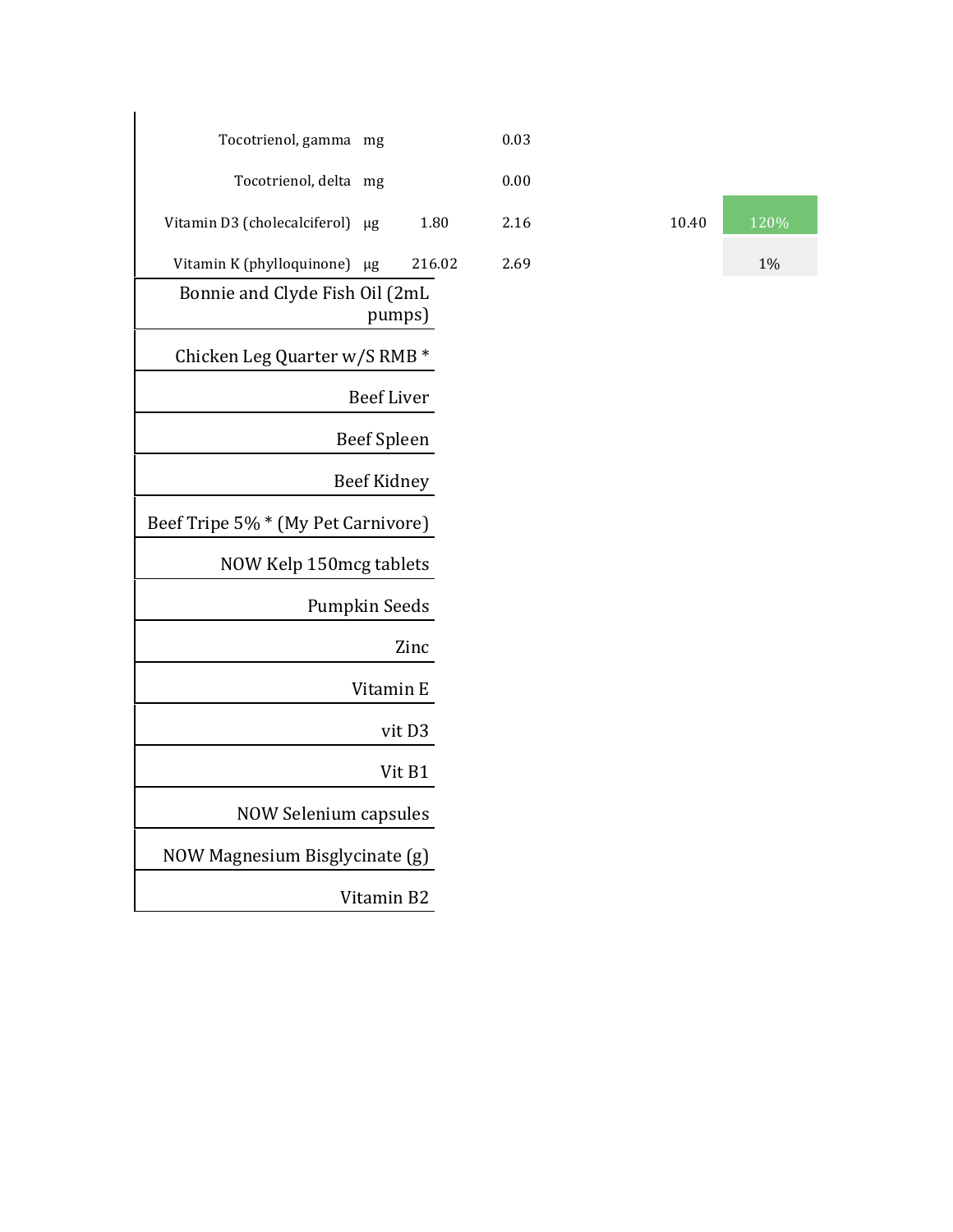| | | | | | | |
|---|---|---|---|---|---|---|
| Tocotrienol, gamma | mg | | 0.03 | | | |
| Tocotrienol, delta | mg | | 0.00 | | | |
| Vitamin D3 (cholecalciferol) | µg | 1.80 | 2.16 | | 10.40 | 120% |
| Vitamin K (phylloquinone) | µg | 216.02 | 2.69 | | | 1% |

| |
|---|
| Bonnie and Clyde Fish Oil (2mL pumps) |
| Chicken Leg Quarter w/S RMB * |
| Beef Liver |
| Beef Spleen |
| Beef Kidney |
| Beef Tripe 5% * (My Pet Carnivore) |
| NOW Kelp 150mcg tablets |
| Pumpkin Seeds |
| Zinc |
| Vitamin E |
| vit D3 |
| Vit B1 |
| NOW Selenium capsules |
| NOW Magnesium Bisglycinate (g) |
| Vitamin B2 |